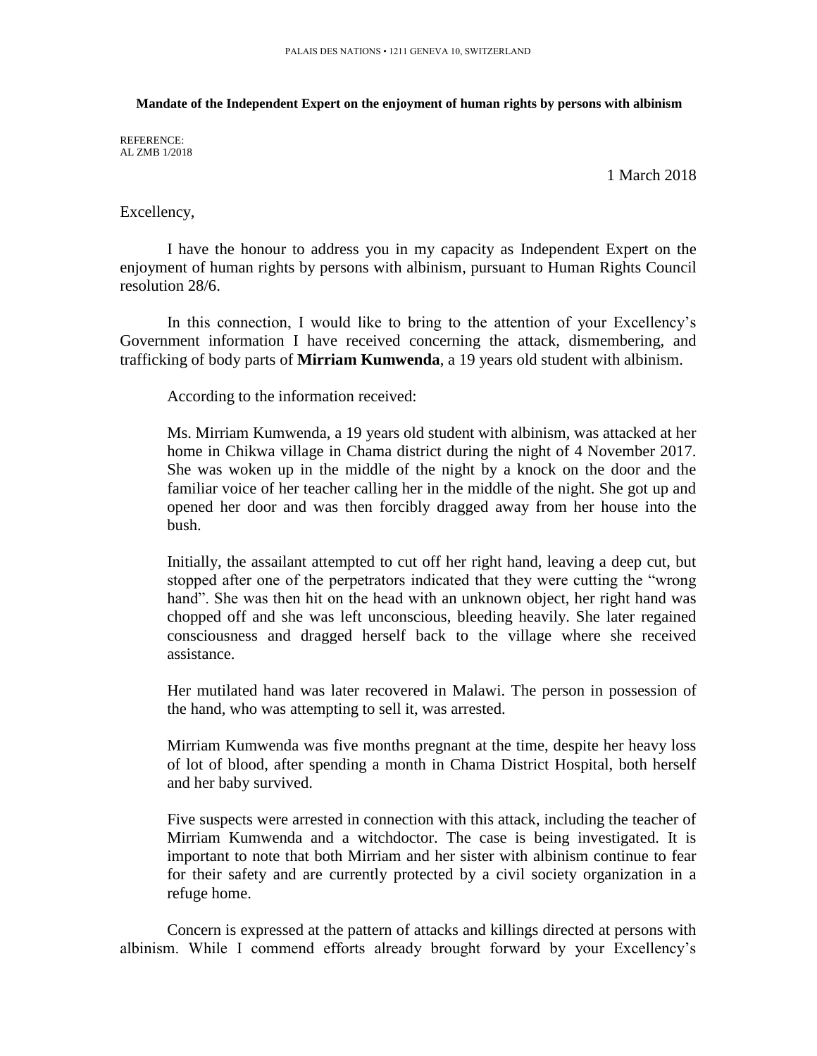PALAIS DES NATIONS • 1211 GENEVA 10, SWITZERLAND

**Mandate of the Independent Expert on the enjoyment of human rights by persons with albinism**

REFERENCE:
AL ZMB 1/2018

1 March 2018

Excellency,

I have the honour to address you in my capacity as Independent Expert on the enjoyment of human rights by persons with albinism, pursuant to Human Rights Council resolution 28/6.

In this connection, I would like to bring to the attention of your Excellency's Government information I have received concerning the attack, dismembering, and trafficking of body parts of **Mirriam Kumwenda**, a 19 years old student with albinism.

According to the information received:

> Ms. Mirriam Kumwenda, a 19 years old student with albinism, was attacked at her home in Chikwa village in Chama district during the night of 4 November 2017. She was woken up in the middle of the night by a knock on the door and the familiar voice of her teacher calling her in the middle of the night. She got up and opened her door and was then forcibly dragged away from her house into the bush.
>
> Initially, the assailant attempted to cut off her right hand, leaving a deep cut, but stopped after one of the perpetrators indicated that they were cutting the "wrong hand". She was then hit on the head with an unknown object, her right hand was chopped off and she was left unconscious, bleeding heavily. She later regained consciousness and dragged herself back to the village where she received assistance.
>
> Her mutilated hand was later recovered in Malawi. The person in possession of the hand, who was attempting to sell it, was arrested.
>
> Mirriam Kumwenda was five months pregnant at the time, despite her heavy loss of lot of blood, after spending a month in Chama District Hospital, both herself and her baby survived.
>
> Five suspects were arrested in connection with this attack, including the teacher of Mirriam Kumwenda and a witchdoctor. The case is being investigated. It is important to note that both Mirriam and her sister with albinism continue to fear for their safety and are currently protected by a civil society organization in a refuge home.

Concern is expressed at the pattern of attacks and killings directed at persons with albinism. While I commend efforts already brought forward by your Excellency's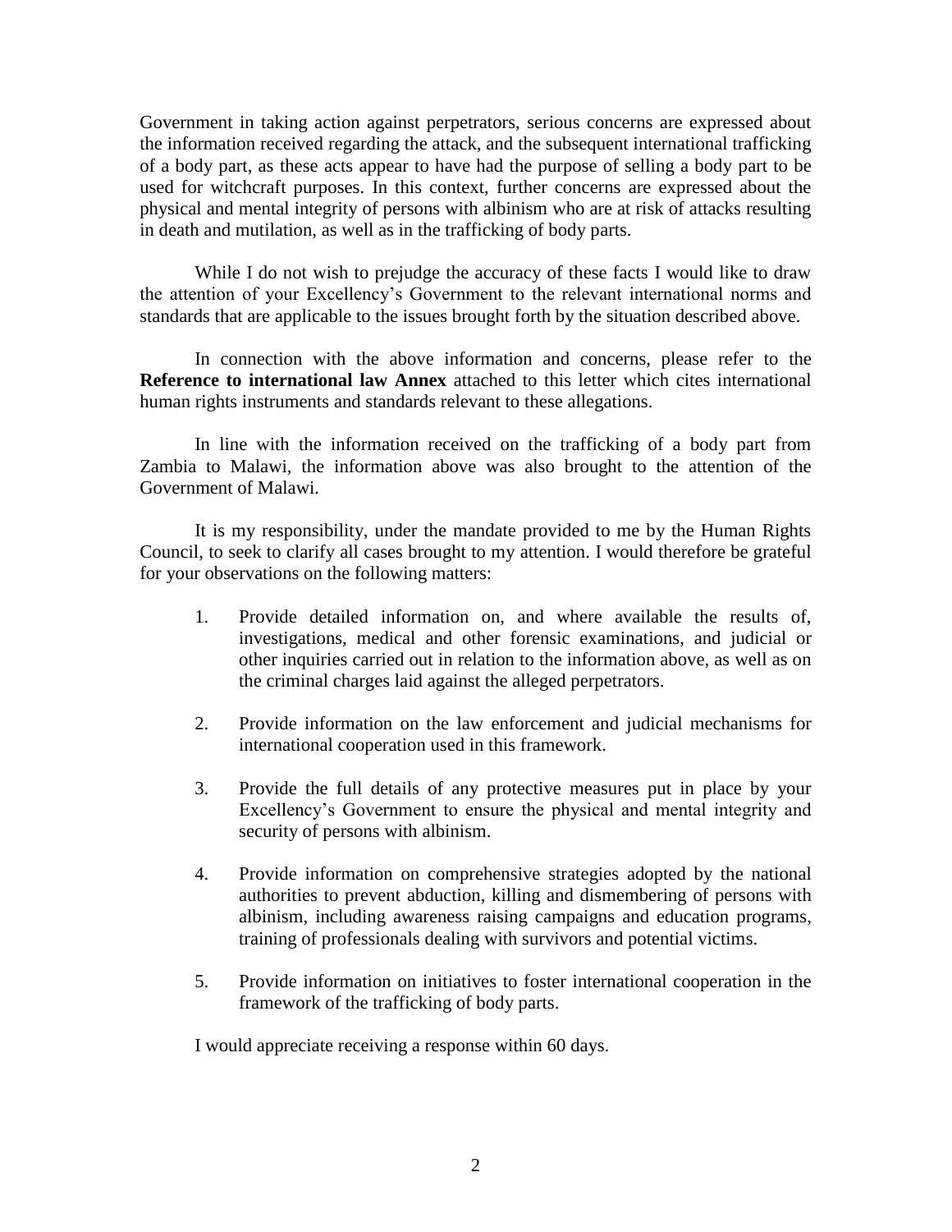Government in taking action against perpetrators, serious concerns are expressed about the information received regarding the attack, and the subsequent international trafficking of a body part, as these acts appear to have had the purpose of selling a body part to be used for witchcraft purposes. In this context, further concerns are expressed about the physical and mental integrity of persons with albinism who are at risk of attacks resulting in death and mutilation, as well as in the trafficking of body parts.

While I do not wish to prejudge the accuracy of these facts I would like to draw the attention of your Excellency's Government to the relevant international norms and standards that are applicable to the issues brought forth by the situation described above.

In connection with the above information and concerns, please refer to the **Reference to international law Annex** attached to this letter which cites international human rights instruments and standards relevant to these allegations.

In line with the information received on the trafficking of a body part from Zambia to Malawi, the information above was also brought to the attention of the Government of Malawi.

It is my responsibility, under the mandate provided to me by the Human Rights Council, to seek to clarify all cases brought to my attention. I would therefore be grateful for your observations on the following matters:

1. Provide detailed information on, and where available the results of, investigations, medical and other forensic examinations, and judicial or other inquiries carried out in relation to the information above, as well as on the criminal charges laid against the alleged perpetrators.

2. Provide information on the law enforcement and judicial mechanisms for international cooperation used in this framework.

3. Provide the full details of any protective measures put in place by your Excellency's Government to ensure the physical and mental integrity and security of persons with albinism.

4. Provide information on comprehensive strategies adopted by the national authorities to prevent abduction, killing and dismembering of persons with albinism, including awareness raising campaigns and education programs, training of professionals dealing with survivors and potential victims.

5. Provide information on initiatives to foster international cooperation in the framework of the trafficking of body parts.

I would appreciate receiving a response within 60 days.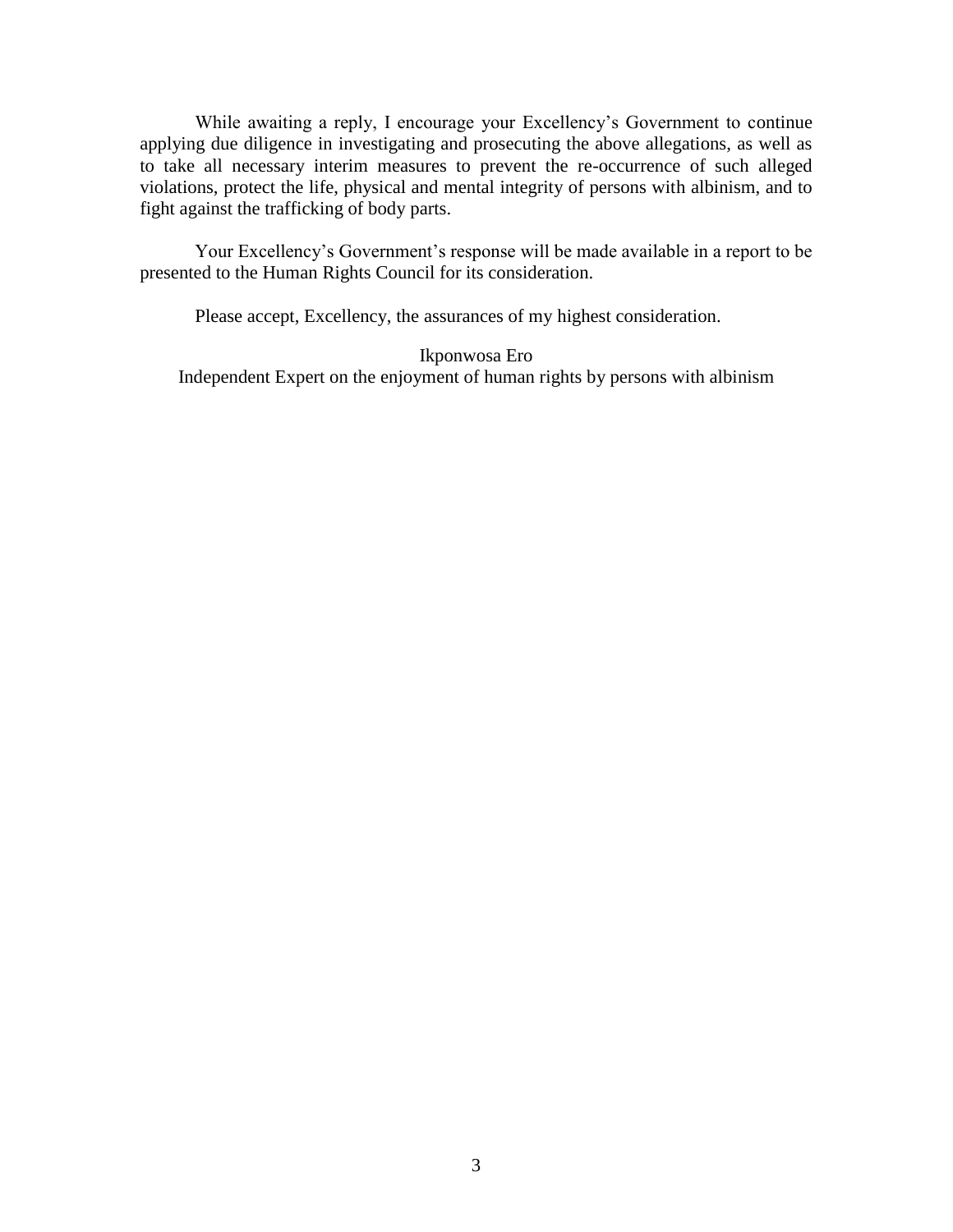While awaiting a reply, I encourage your Excellency's Government to continue applying due diligence in investigating and prosecuting the above allegations, as well as to take all necessary interim measures to prevent the re-occurrence of such alleged violations, protect the life, physical and mental integrity of persons with albinism, and to fight against the trafficking of body parts.

Your Excellency's Government's response will be made available in a report to be presented to the Human Rights Council for its consideration.

Please accept, Excellency, the assurances of my highest consideration.

Ikponwosa Ero
Independent Expert on the enjoyment of human rights by persons with albinism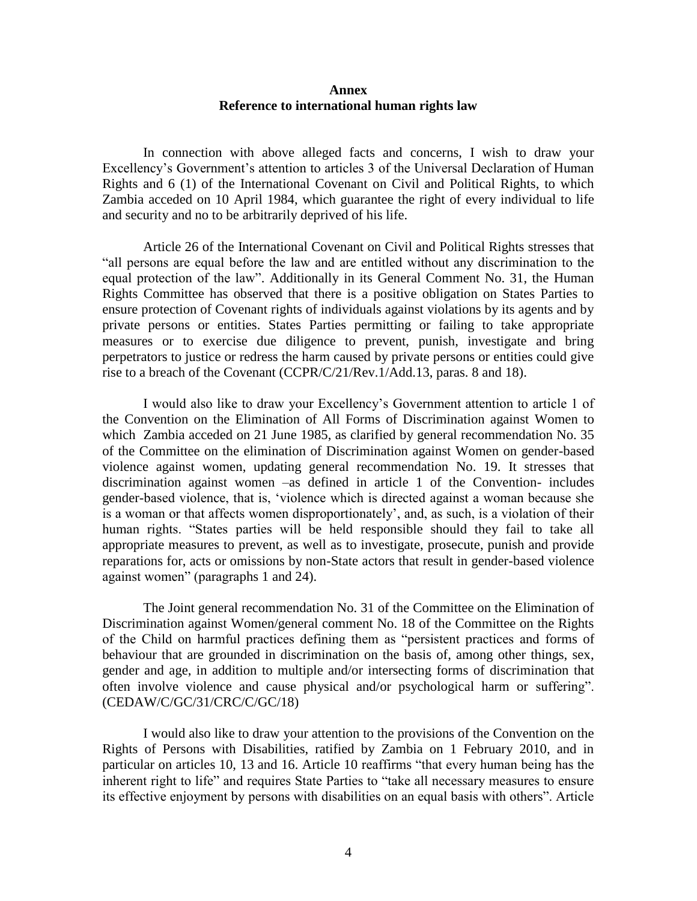## Annex
## Reference to international human rights law

In connection with above alleged facts and concerns, I wish to draw your Excellency's Government's attention to articles 3 of the Universal Declaration of Human Rights and 6 (1) of the International Covenant on Civil and Political Rights, to which Zambia acceded on 10 April 1984, which guarantee the right of every individual to life and security and no to be arbitrarily deprived of his life.

Article 26 of the International Covenant on Civil and Political Rights stresses that "all persons are equal before the law and are entitled without any discrimination to the equal protection of the law". Additionally in its General Comment No. 31, the Human Rights Committee has observed that there is a positive obligation on States Parties to ensure protection of Covenant rights of individuals against violations by its agents and by private persons or entities. States Parties permitting or failing to take appropriate measures or to exercise due diligence to prevent, punish, investigate and bring perpetrators to justice or redress the harm caused by private persons or entities could give rise to a breach of the Covenant (CCPR/C/21/Rev.1/Add.13, paras. 8 and 18).

I would also like to draw your Excellency's Government attention to article 1 of the Convention on the Elimination of All Forms of Discrimination against Women to which Zambia acceded on 21 June 1985, as clarified by general recommendation No. 35 of the Committee on the elimination of Discrimination against Women on gender-based violence against women, updating general recommendation No. 19. It stresses that discrimination against women –as defined in article 1 of the Convention- includes gender-based violence, that is, 'violence which is directed against a woman because she is a woman or that affects women disproportionately', and, as such, is a violation of their human rights. "States parties will be held responsible should they fail to take all appropriate measures to prevent, as well as to investigate, prosecute, punish and provide reparations for, acts or omissions by non-State actors that result in gender-based violence against women" (paragraphs 1 and 24).

The Joint general recommendation No. 31 of the Committee on the Elimination of Discrimination against Women/general comment No. 18 of the Committee on the Rights of the Child on harmful practices defining them as "persistent practices and forms of behaviour that are grounded in discrimination on the basis of, among other things, sex, gender and age, in addition to multiple and/or intersecting forms of discrimination that often involve violence and cause physical and/or psychological harm or suffering". (CEDAW/C/GC/31/CRC/C/GC/18)

I would also like to draw your attention to the provisions of the Convention on the Rights of Persons with Disabilities, ratified by Zambia on 1 February 2010, and in particular on articles 10, 13 and 16. Article 10 reaffirms "that every human being has the inherent right to life" and requires State Parties to "take all necessary measures to ensure its effective enjoyment by persons with disabilities on an equal basis with others". Article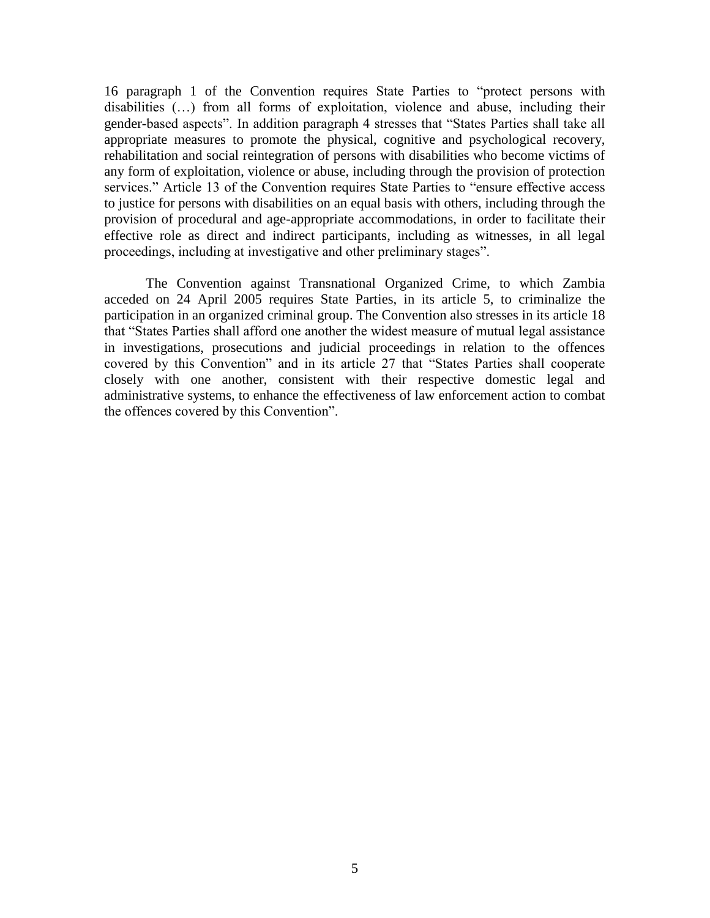16 paragraph 1 of the Convention requires State Parties to "protect persons with disabilities (…) from all forms of exploitation, violence and abuse, including their gender-based aspects". In addition paragraph 4 stresses that "States Parties shall take all appropriate measures to promote the physical, cognitive and psychological recovery, rehabilitation and social reintegration of persons with disabilities who become victims of any form of exploitation, violence or abuse, including through the provision of protection services." Article 13 of the Convention requires State Parties to "ensure effective access to justice for persons with disabilities on an equal basis with others, including through the provision of procedural and age-appropriate accommodations, in order to facilitate their effective role as direct and indirect participants, including as witnesses, in all legal proceedings, including at investigative and other preliminary stages".

The Convention against Transnational Organized Crime, to which Zambia acceded on 24 April 2005 requires State Parties, in its article 5, to criminalize the participation in an organized criminal group. The Convention also stresses in its article 18 that "States Parties shall afford one another the widest measure of mutual legal assistance in investigations, prosecutions and judicial proceedings in relation to the offences covered by this Convention" and in its article 27 that "States Parties shall cooperate closely with one another, consistent with their respective domestic legal and administrative systems, to enhance the effectiveness of law enforcement action to combat the offences covered by this Convention".